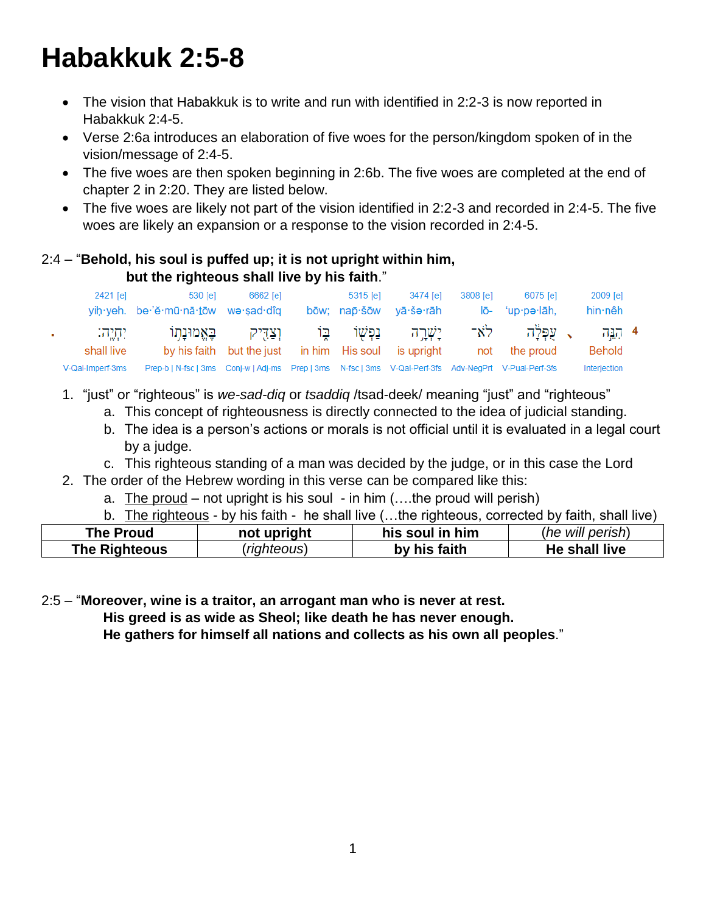# Habakkuk 2:5-8

- The vision that Habakkuk is to write and run with identified in 2:2-3 is now reported in Habakkuk 2:4-5.
- Verse 2:6a introduces an elaboration of five woes for the person/kingdom spoken of in the vision/message of 2:4-5.
- The five woes are then spoken beginning in 2:6b. The five woes are completed at the end of chapter 2 in 2:20. They are listed below.
- The five woes are likely not part of the vision identified in 2:2-3 and recorded in 2:4-5. The five woes are likely an expansion or a response to the vision recorded in 2:4-5.

2:4 – "**Behold, his soul is puffed up; it is not upright within him,**
**but the righteous shall live by his faith**."

| 2421 [e] | 530 [e] | 6662 [e] | | 5315 [e] | 3474 [e] | 3808 [e] | 6075 [e] | 2009 [e] | |
|---|---|---|---|---|---|---|---|---|---|
| yiḥ·yeh. | be·’ĕ·mū·nā·ṯōw | wə·ṣad·dîq | bōw; | nap̄·šōw | yā·šə·rāh | lō- | ‘up·pə·lāh, | hin·nêh | |
| יִחְיֶֽה׃ | בֶּאֱמוּנָת֥וֹ | וְצַדִּ֖יק | בּ֑וֹ | נַפְשׁ֖וֹ | יָשְׁרָ֥ה | לֹא־ | עֻפְּלָ֔ה | הִנֵּ֣ה | 4 |
| shall live | by his faith | but the just | in him | His soul | is upright | not | the proud | Behold | |
| V-Qal-Imperf-3ms | Prep-b \| N-fsc \| 3ms | Conj-w \| Adj-ms | Prep \| 3ms | N-fsc \| 3ms | V-Qal-Perf-3fs | Adv-NegPrt | V-Pual-Perf-3fs | Interjection | |

1. "just" or "righteous" is *we-sad-diq* or *tsaddiq* /tsad-deek/ meaning "just" and "righteous"
   a. This concept of righteousness is directly connected to the idea of judicial standing.
   b. The idea is a person's actions or morals is not official until it is evaluated in a legal court by a judge.
   c. This righteous standing of a man was decided by the judge, or in this case the Lord
2. The order of the Hebrew wording in this verse can be compared like this:
   a. The proud – not upright is his soul - in him (….the proud will perish)
   b. The righteous - by his faith - he shall live (…the righteous, corrected by faith, shall live)

| The Proud | not upright | his soul in him | (*he will perish*) |
|---|---|---|---|
| **The Righteous** | (*righteous*) | **by his faith** | **He shall live** |

2:5 – "**Moreover, wine is a traitor, an arrogant man who is never at rest.**
**His greed is as wide as Sheol; like death he has never enough.**
**He gathers for himself all nations and collects as his own all peoples**."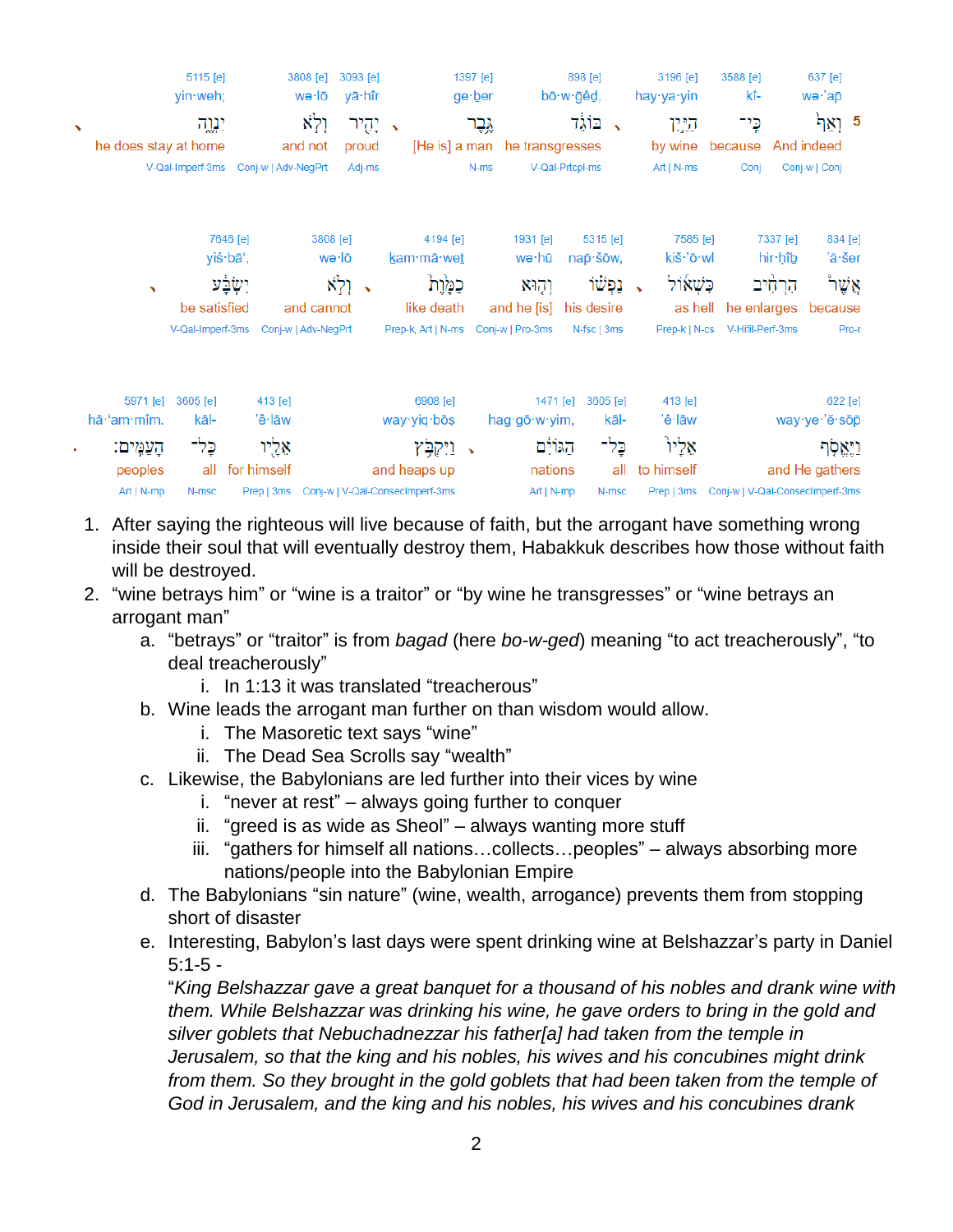**5**

| 637 [e] | 3588 [e] | 3196 [e] | 898 [e] | 1397 [e] | 3093 [e] | 3808 [e] | 5115 [e] |
|---|---|---|---|---|---|---|---|
| wə·'ap̄ | kî- | hay·ya·yin | bō·w·ḡêḏ, | ge·ḇer | yā·hîr | wə·lō | yin·weh; |
| וְאַף֙ | כִּֽי־ | הַיַּ֣יִן | בּוֹגֵ֔ד | גֶּ֥בֶר | יָהִ֖יר | וְלֹ֣א | יִנְוֶ֑ה |
| And indeed | because | by wine | he transgresses | [He is] a man | proud | and not | he does stay at home |
| Conj-w \| Conj | Conj | Art \| N-ms | V-Qal-Prtcpl-ms | N-ms | Adj-ms | Conj-w \| Adv-NegPrt | V-Qal-Imperf-3ms |

| 834 [e] | 7337 [e] | 7585 [e] | 5315 [e] | 1931 [e] | 4194 [e] | 3808 [e] | 7646 [e] |
|---|---|---|---|---|---|---|---|
| 'ă·šer | hir·ḥîḇ | kiš·'ō·wl | nap̄·šōw, | wə·hū | ḵam·mā·weṯ | wə·lō | yiś·bā', |
| אֲשֶׁר֩ | הִרְחִ֨יב | כִּשְׁא֜וֹל | נַפְשׁ֗וֹ | וְה֤וּא | כַמָּ֙וֶת֙ | וְלֹ֣א | יִשְׂבָּ֔ע |
| because | he enlarges | as hell | his desire | and he [is] | like death | and cannot | be satisfied |
| Pro-r | V-Hifil-Perf-3ms | Prep-k \| N-cs | N-fsc \| 3ms | Conj-w \| Pro-3ms | Prep-k, Art \| N-ms | Conj-w \| Adv-NegPrt | V-Qal-Imperf-3ms |

| 622 [e] | 413 [e] | 3605 [e] | 1471 [e] | 6908 [e] | 413 [e] | 3605 [e] | 5971 [e] |
|---|---|---|---|---|---|---|---|
| way·ye·'ĕ·sōp̄ | 'ê·lāw | kāl- | hag·gō·w·yim, | way·yiq·bōṣ | 'ê·lāw | kāl- | hā·'am·mîm. |
| וַיֶּאֱסֹ֤ף | אֵלָיו֙ | כָּל־ | הַגּוֹיִ֔ם | וַיִּקְבֹּ֥ץ | אֵלָ֖יו | כָּל־ | הָעַמִּֽים׃ |
| and He gathers | to himself | all | nations | and heaps up | for himself | all | peoples |
| Conj-w \| V-Qal-ConsecImperf-3ms | Prep \| 3ms | N-msc | Art \| N-mp | Conj-w \| V-Qal-ConsecImperf-3ms | Prep \| 3ms | N-msc | Art \| N-mp |

1. After saying the righteous will live because of faith, but the arrogant have something wrong inside their soul that will eventually destroy them, Habakkuk describes how those without faith will be destroyed.
2. "wine betrays him" or "wine is a traitor" or "by wine he transgresses" or "wine betrays an arrogant man"
   a. "betrays" or "traitor" is from *bagad* (here *bo-w-ged*) meaning "to act treacherously", "to deal treacherously"
      i. In 1:13 it was translated "treacherous"
   b. Wine leads the arrogant man further on than wisdom would allow.
      i. The Masoretic text says "wine"
      ii. The Dead Sea Scrolls say "wealth"
   c. Likewise, the Babylonians are led further into their vices by wine
      i. "never at rest" – always going further to conquer
      ii. "greed is as wide as Sheol" – always wanting more stuff
      iii. "gathers for himself all nations…collects…peoples" – always absorbing more nations/people into the Babylonian Empire
   d. The Babylonians "sin nature" (wine, wealth, arrogance) prevents them from stopping short of disaster
   e. Interesting, Babylon's last days were spent drinking wine at Belshazzar's party in Daniel 5:1-5 -
      "*King Belshazzar gave a great banquet for a thousand of his nobles and drank wine with them. While Belshazzar was drinking his wine, he gave orders to bring in the gold and silver goblets that Nebuchadnezzar his father[a] had taken from the temple in Jerusalem, so that the king and his nobles, his wives and his concubines might drink from them. So they brought in the gold goblets that had been taken from the temple of God in Jerusalem, and the king and his nobles, his wives and his concubines drank*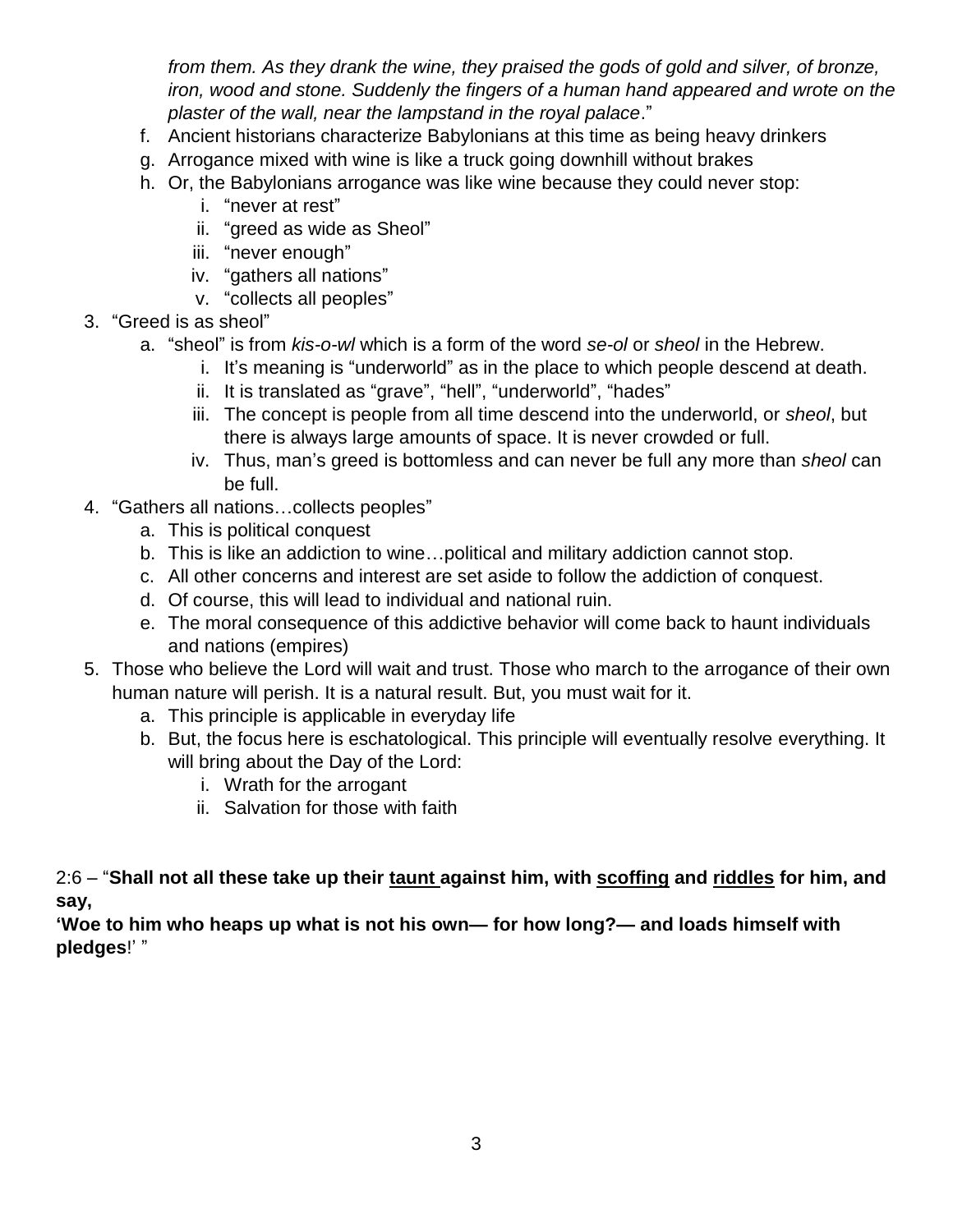*from them. As they drank the wine, they praised the gods of gold and silver, of bronze, iron, wood and stone. Suddenly the fingers of a human hand appeared and wrote on the plaster of the wall, near the lampstand in the royal palace*."

  f. Ancient historians characterize Babylonians at this time as being heavy drinkers
  g. Arrogance mixed with wine is like a truck going downhill without brakes
  h. Or, the Babylonians arrogance was like wine because they could never stop:
     i. "never at rest"
     ii. "greed as wide as Sheol"
     iii. "never enough"
     iv. "gathers all nations"
     v. "collects all peoples"

3. "Greed is as sheol"
   a. "sheol" is from *kis-o-wl* which is a form of the word *se-ol* or *sheol* in the Hebrew.
      i. It's meaning is "underworld" as in the place to which people descend at death.
      ii. It is translated as "grave", "hell", "underworld", "hades"
      iii. The concept is people from all time descend into the underworld, or *sheol*, but there is always large amounts of space. It is never crowded or full.
      iv. Thus, man's greed is bottomless and can never be full any more than *sheol* can be full.

4. "Gathers all nations…collects peoples"
   a. This is political conquest
   b. This is like an addiction to wine…political and military addiction cannot stop.
   c. All other concerns and interest are set aside to follow the addiction of conquest.
   d. Of course, this will lead to individual and national ruin.
   e. The moral consequence of this addictive behavior will come back to haunt individuals and nations (empires)

5. Those who believe the Lord will wait and trust. Those who march to the arrogance of their own human nature will perish. It is a natural result. But, you must wait for it.
   a. This principle is applicable in everyday life
   b. But, the focus here is eschatological. This principle will eventually resolve everything. It will bring about the Day of the Lord:
      i. Wrath for the arrogant
      ii. Salvation for those with faith

2:6 – "**Shall not all these take up their <u>taunt</u> against him, with <u>scoffing</u> and <u>riddles</u> for him, and say,**
**'Woe to him who heaps up what is not his own— for how long?— and loads himself with pledges**!' "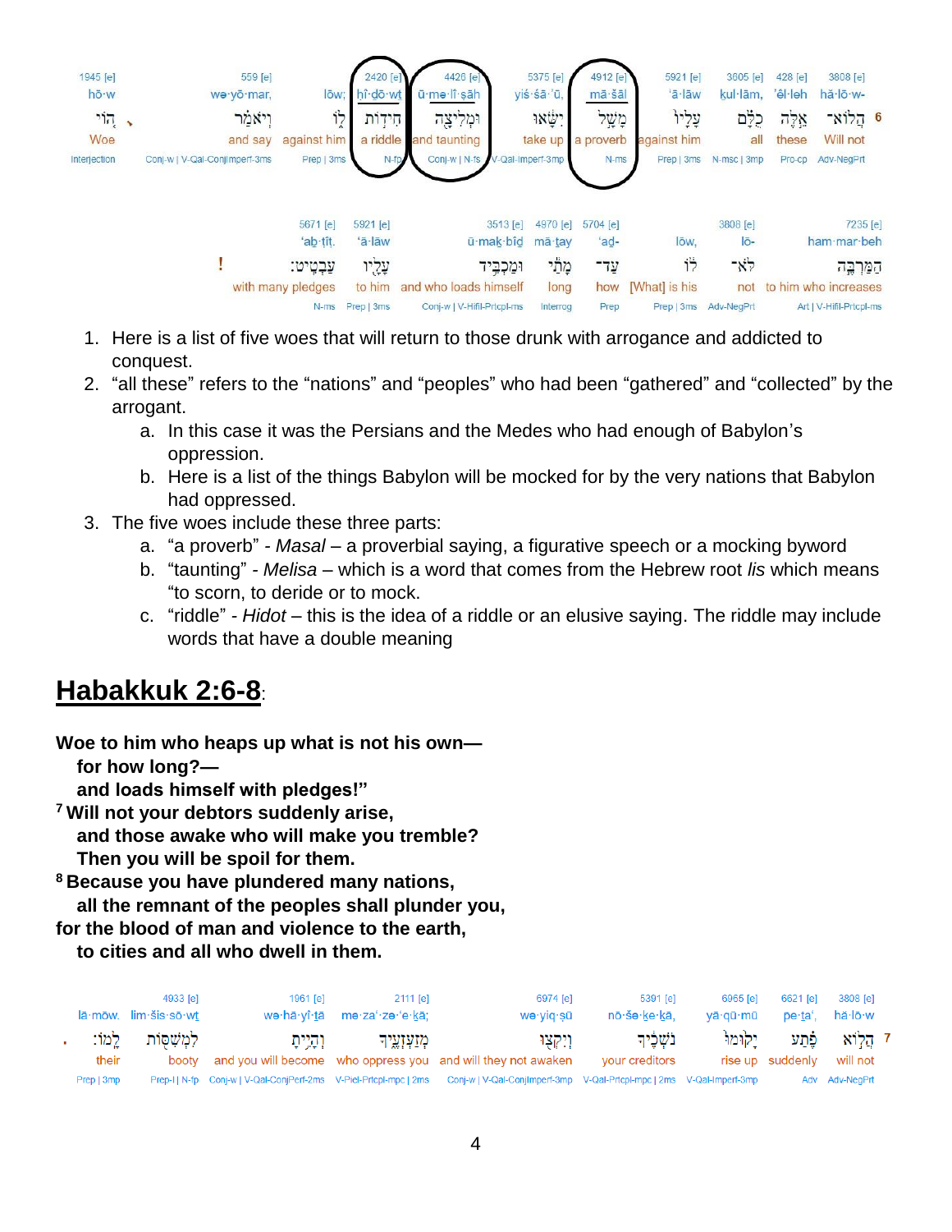| 1945 [e] | | 559 [e] | | 2420 [e] | 4426 [e] | 5375 [e] | 4912 [e] | 5921 [e] | 3605 [e] | 428 [e] | 3808 [e] |
|---|---|---|---|---|---|---|---|---|---|---|---|
| hō·w | | wə·yō·mar, | lōw; | ḥî·ḏō·wt | ū·mə·lî·ṣāh | yiś·śā·'ū, | mā·šāl | 'ā·lāw | kul·lām, | 'êl·leh | hă·lō·w- |
| הֹ֣וי | ، | וְיֹאמַ֗ר | ל֑וֹ | חִיד֖וֹת | וּמְלִיצָ֔ה | יִשָּׂ֔אוּ | מָשָׁ֣ל | עָלָ֞יו | כֻּלָּ֗ם | אֵ֜לֶּה | הֲלוֹא־ 6 |
| Woe | | and say | against him | a riddle | and taunting | take up | a proverb | against him | all | these | Will not |
| Interjection | | Conj-w \| V-Qal-ConjImperf-3ms | Prep \| 3ms | N-fp | Conj-w \| N-fs | V-Qal-Imperf-3mp | N-ms | Prep \| 3ms | N-msc \| 3mp | Pro-cp | Adv-NegPrt |

| | 5671 [e] | 5921 [e] | 3513 [e] | 4970 [e] | 5704 [e] | | 3808 [e] | 7235 [e] |
|---|---|---|---|---|---|---|---|---|
| | 'aḇ·ṭîṭ. | 'ā·lāw | ū·maḵ·bîḏ | mā·ṯay | 'aḏ- | lōw, | lō- | ham·mar·beh |
| ! | עַבְטִֽיט׃ | עָלָ֖יו | וּמַכְבִּ֥יד | מָתַ֔י | עַד־ | לּ֔וֹ | לֹּא־ | הַמַּרְבֶּ֣ה |
| | with many pledges | to him | and who loads himself | long | how | [What] is his | not | to him who increases |
| | N-ms | Prep \| 3ms | Conj-w \| V-Hifil-Prtcpl-ms | Interrog | Prep | Prep \| 3ms | Adv-NegPrt | Art \| V-Hifil-Prtcpl-ms |

1. Here is a list of five woes that will return to those drunk with arrogance and addicted to conquest.
2. "all these" refers to the "nations" and "peoples" who had been "gathered" and "collected" by the arrogant.
   a. In this case it was the Persians and the Medes who had enough of Babylon's oppression.
   b. Here is a list of the things Babylon will be mocked for by the very nations that Babylon had oppressed.
3. The five woes include these three parts:
   a. "a proverb" - *Masal* – a proverbial saying, a figurative speech or a mocking byword
   b. "taunting" - *Melisa* – which is a word that comes from the Hebrew root *lis* which means "to scorn, to deride or to mock.
   c. "riddle" - *Hidot* – this is the idea of a riddle or an elusive saying. The riddle may include words that have a double meaning

## Habakkuk 2:6-8:

**Woe to him who heaps up what is not his own—**
**for how long?—**
**and loads himself with pledges!"**
**[7] Will not your debtors suddenly arise,**
**and those awake who will make you tremble?**
**Then you will be spoil for them.**
**[8] Because you have plundered many nations,**
**all the remnant of the peoples shall plunder you,**
**for the blood of man and violence to the earth,**
**to cities and all who dwell in them.**

| | | 4933 [e] | 1961 [e] | 2111 [e] | 6974 [e] | 5391 [e] | 6965 [e] | 6621 [e] | 3808 [e] |
|---|---|---|---|---|---|---|---|---|---|
| | lā·mōw. | lim·šis·sō·wṯ | wə·hā·yî·ṯā | mə·za'·zə·'e·ḵā; | wə·yiq·ṣū | nō·še·ḵe·ḵā, | yā·qū·mū | pe·ṯa', | hă·lō·w |
| . | לָֽמוֹ׃ | לִמְשִׁסּ֖וֹת | וְהָיִ֥יתָ | מְזַעְזְעֶ֑יךָ | וְיִקְצ֖וּ | נֹשְׁכֶ֔יךָ | יָק֣וּמוּ | פֶּ֗תַע | הֲל֣וֹא 7 |
| | their | booty | and you will become | who oppress you | and will they not awaken | your creditors | rise up | suddenly | will not |
| | Prep \| 3mp | Prep-l \| N-fp | Conj-w \| V-Qal-ConjPerf-2ms | V-Piel-Prtcpl-mpc \| 2ms | Conj-w \| V-Qal-ConjImperf-3mp | V-Qal-Prtcpl-mpc \| 2ms | V-Qal-Imperf-3mp | Adv | Adv-NegPrt |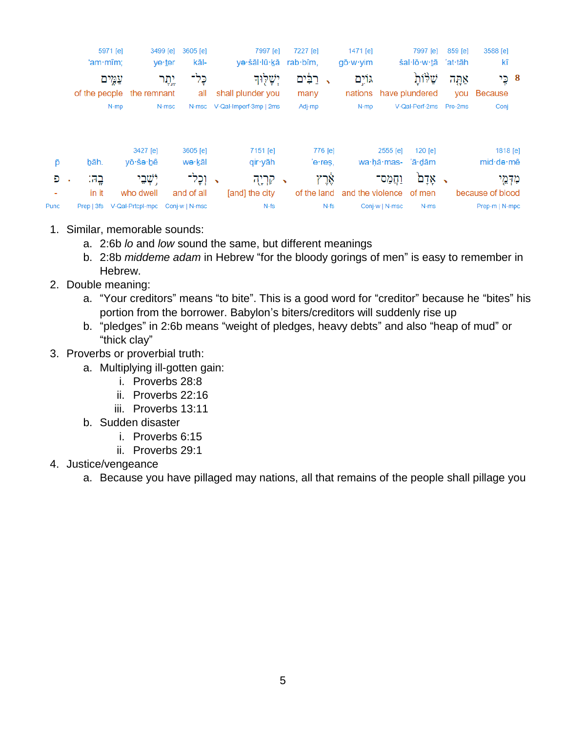| 3588 [e] | 859 [e] | 7997 [e] | 1471 [e] | | 7227 [e] | 7997 [e] | 3605 [e] | 3499 [e] | 5971 [e] |
|---|---|---|---|---|---|---|---|---|---|
| kî | 'at·tāh | šal·lō·w·ṯā | gō·w·yim | | rab·bîm, | yə·šāl·lū·ḵā | kāl- | ye·ṯer | 'am·mîm; |
| 8 כִּֽי | אַתָּה | שַׁלּוֹתָ | גּוֹיִם | ، | רַבִּים | יְשָׁלּוּךָ | כָּל־ | יֶתֶר | עַמִּים |
| Because | you | have plundered | nations | | many | shall plunder you | all | the remnant | of the people |
| Conj | Pro-2ms | V-Qal-Perf-2ms | N-mp | | Adj-mp | V-Qal-Imperf-3mp \| 2ms | N-msc | N-msc | N-mp |

| 1818 [e] | | 120 [e] | 2555 [e] | 776 [e] | | 7151 [e] | | 3605 [e] | 3427 [e] | | | |
|---|---|---|---|---|---|---|---|---|---|---|---|---|
| mid·də·mê | | 'ā·ḏām | wa·ḥă·mas- | 'e·reṣ, | | qir·yāh | | wə·ḵāl | yō·šə·ḇê | ḇāh. | | p̄ |
| מִדְּמֵי | ، | אָדָם | וַחֲמַס־ | אֶרֶץ | ، | קִרְיָה | ، | וְכָל־ | יֹשְׁבֵי | בָהּ׃ | . | פ |
| because of blood | | of men | and the violence | of the land | | [and] the city | | and of all | who dwell | in it | | - |
| Prep-m \| N-mpc | | N-ms | Conj-w \| N-msc | N-fs | | N-fs | | Conj-w \| N-msc | V-Qal-Prtcpl-mpc | Prep \| 3fs | | Punc |

1. Similar, memorable sounds:
   a. 2:6b *lo* and *low* sound the same, but different meanings
   b. 2:8b *middeme adam* in Hebrew "for the bloody gorings of men" is easy to remember in Hebrew.
2. Double meaning:
   a. "Your creditors" means "to bite". This is a good word for "creditor" because he "bites" his portion from the borrower. Babylon's biters/creditors will suddenly rise up
   b. "pledges" in 2:6b means "weight of pledges, heavy debts" and also "heap of mud" or "thick clay"
3. Proverbs or proverbial truth:
   a. Multiplying ill-gotten gain:
      i. Proverbs 28:8
      ii. Proverbs 22:16
      iii. Proverbs 13:11
   b. Sudden disaster
      i. Proverbs 6:15
      ii. Proverbs 29:1
4. Justice/vengeance
   a. Because you have pillaged may nations, all that remains of the people shall pillage you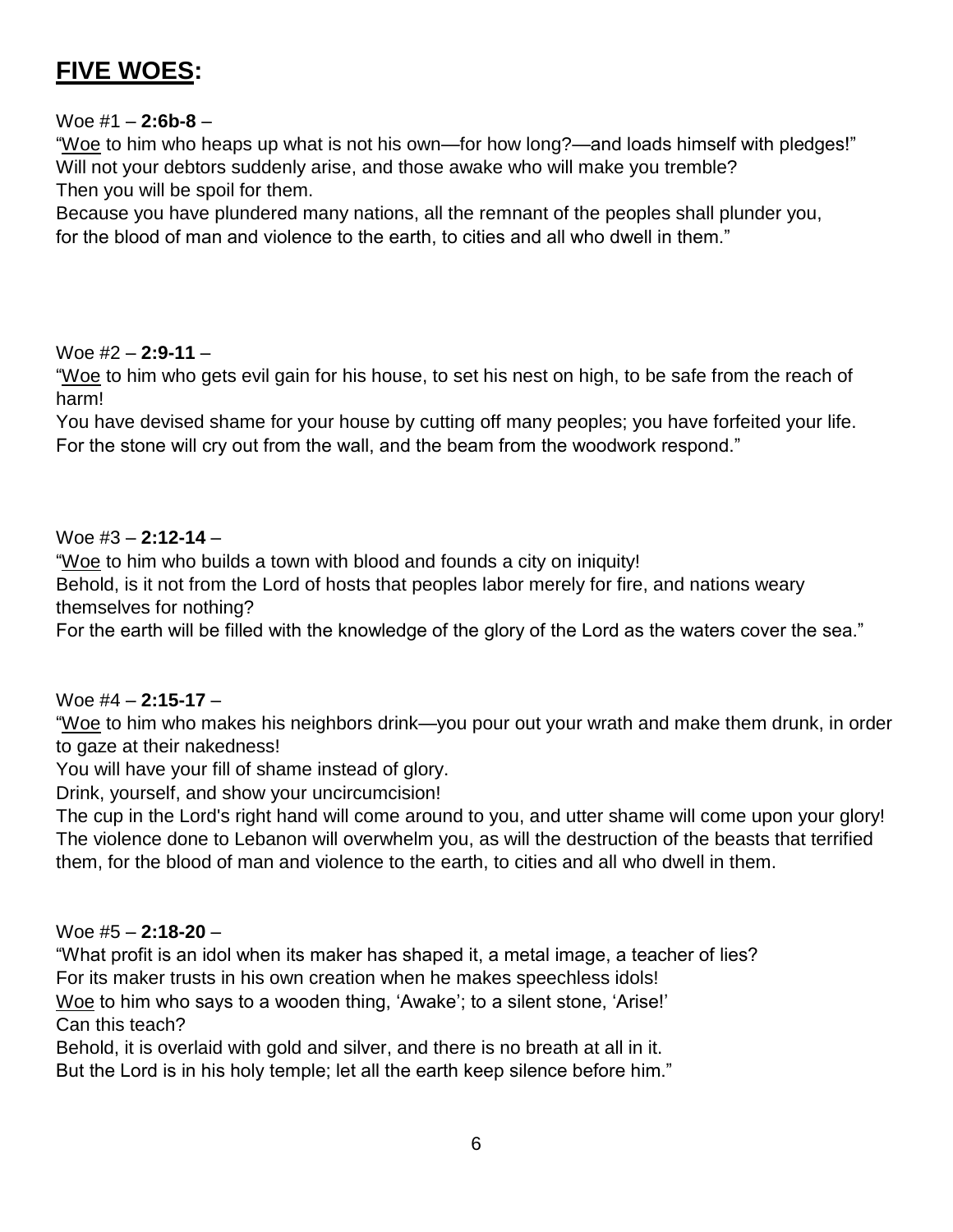## **<u>FIVE WOES</u>:**

Woe #1 – **2:6b-8** –

"<u>Woe</u> to him who heaps up what is not his own—for how long?—and loads himself with pledges!"
Will not your debtors suddenly arise, and those awake who will make you tremble?
Then you will be spoil for them.
Because you have plundered many nations, all the remnant of the peoples shall plunder you,
for the blood of man and violence to the earth, to cities and all who dwell in them."

Woe #2 – **2:9-11** –

"<u>Woe</u> to him who gets evil gain for his house, to set his nest on high, to be safe from the reach of harm!
You have devised shame for your house by cutting off many peoples; you have forfeited your life.
For the stone will cry out from the wall, and the beam from the woodwork respond."

Woe #3 – **2:12-14** –

"<u>Woe</u> to him who builds a town with blood and founds a city on iniquity!
Behold, is it not from the Lord of hosts that peoples labor merely for fire, and nations weary themselves for nothing?
For the earth will be filled with the knowledge of the glory of the Lord as the waters cover the sea."

Woe #4 – **2:15-17** –

"<u>Woe</u> to him who makes his neighbors drink—you pour out your wrath and make them drunk, in order to gaze at their nakedness!
You will have your fill of shame instead of glory.
Drink, yourself, and show your uncircumcision!
The cup in the Lord's right hand will come around to you, and utter shame will come upon your glory!
The violence done to Lebanon will overwhelm you, as will the destruction of the beasts that terrified them, for the blood of man and violence to the earth, to cities and all who dwell in them.

Woe #5 – **2:18-20** –

"What profit is an idol when its maker has shaped it, a metal image, a teacher of lies?
For its maker trusts in his own creation when he makes speechless idols!
<u>Woe</u> to him who says to a wooden thing, 'Awake'; to a silent stone, 'Arise!'
Can this teach?
Behold, it is overlaid with gold and silver, and there is no breath at all in it.
But the Lord is in his holy temple; let all the earth keep silence before him."